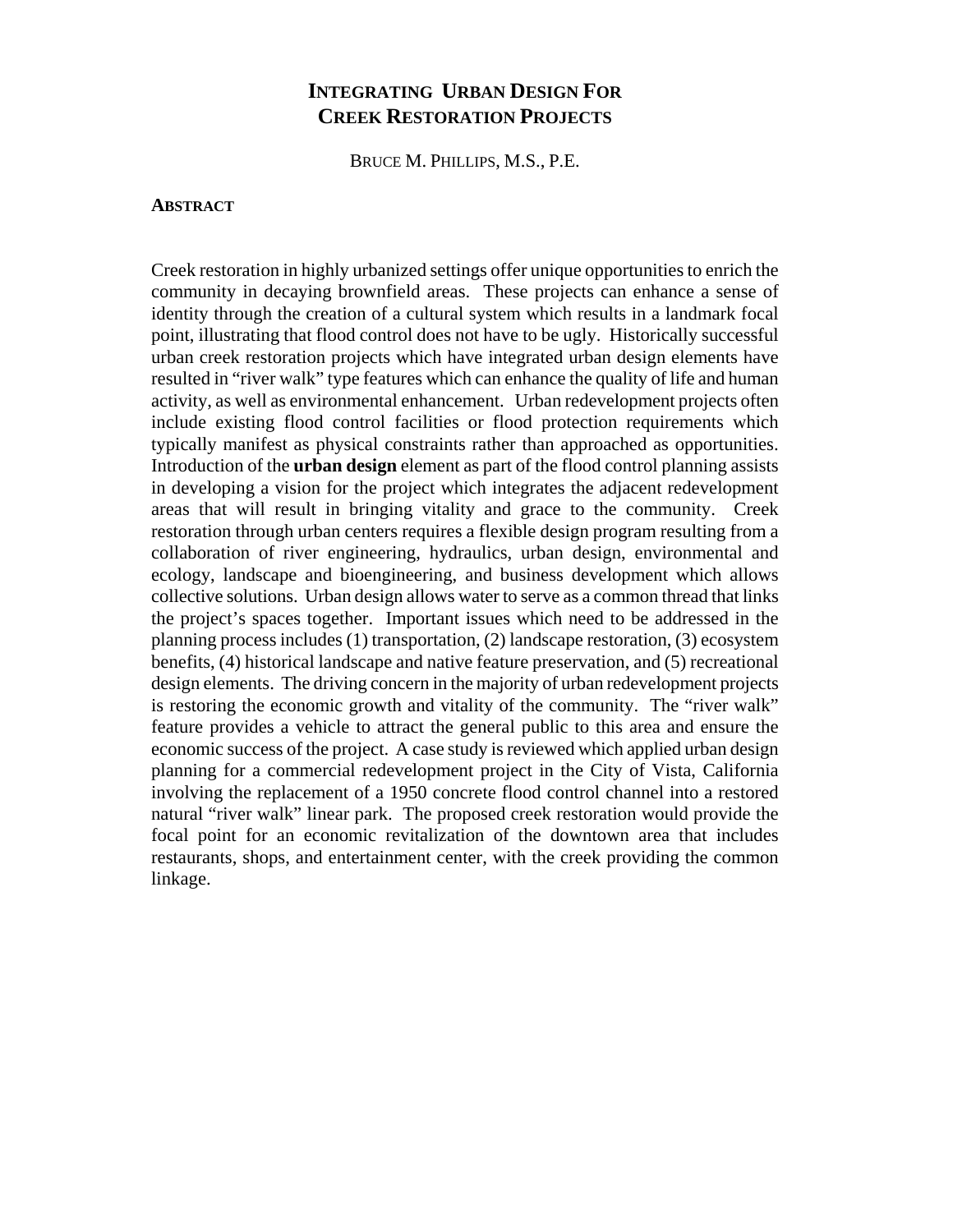# INTEGRATING URBAN DESIGN FOR CREEK RESTORATION PROJECTS

BRUCE M. PHILLIPS, M.S., P.E.

## ABSTRACT

Creek restoration in highly urbanized settings offer unique opportunities to enrich the community in decaying brownfield areas. These projects can enhance a sense of identity through the creation of a cultural system which results in a landmark focal point, illustrating that flood control does not have to be ugly. Historically successful urban creek restoration projects which have integrated urban design elements have resulted in "river walk" type features which can enhance the quality of life and human activity, as well as environmental enhancement. Urban redevelopment projects often include existing flood control facilities or flood protection requirements which typically manifest as physical constraints rather than approached as opportunities. Introduction of the **urban design** element as part of the flood control planning assists in developing a vision for the project which integrates the adjacent redevelopment areas that will result in bringing vitality and grace to the community. Creek restoration through urban centers requires a flexible design program resulting from a collaboration of river engineering, hydraulics, urban design, environmental and ecology, landscape and bioengineering, and business development which allows collective solutions. Urban design allows water to serve as a common thread that links the project's spaces together. Important issues which need to be addressed in the planning process includes (1) transportation, (2) landscape restoration, (3) ecosystem benefits, (4) historical landscape and native feature preservation, and (5) recreational design elements. The driving concern in the majority of urban redevelopment projects is restoring the economic growth and vitality of the community. The "river walk" feature provides a vehicle to attract the general public to this area and ensure the economic success of the project. A case study is reviewed which applied urban design planning for a commercial redevelopment project in the City of Vista, California involving the replacement of a 1950 concrete flood control channel into a restored natural "river walk" linear park. The proposed creek restoration would provide the focal point for an economic revitalization of the downtown area that includes restaurants, shops, and entertainment center, with the creek providing the common linkage.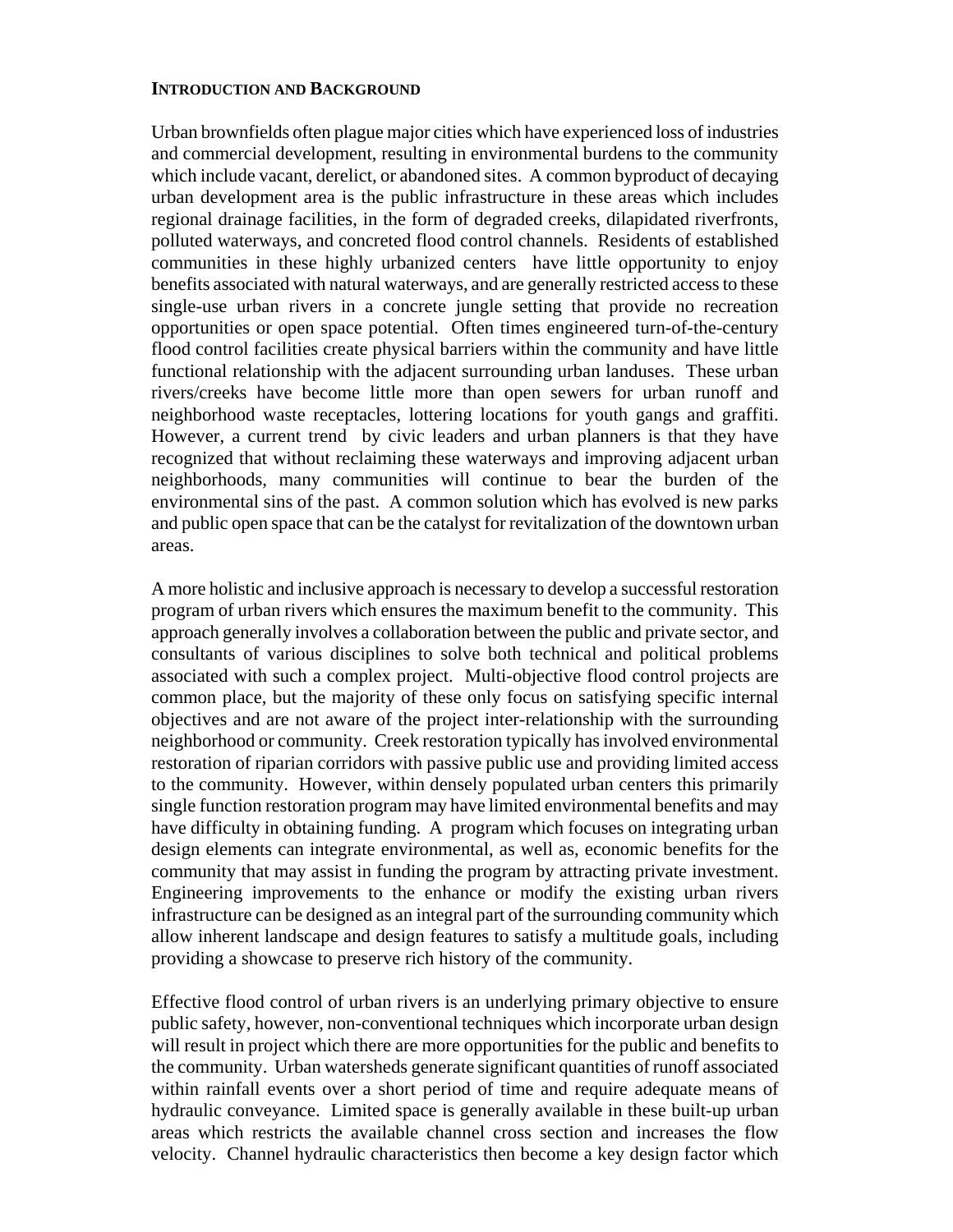**INTRODUCTION AND BACKGROUND**

Urban brownfields often plague major cities which have experienced loss of industries and commercial development, resulting in environmental burdens to the community which include vacant, derelict, or abandoned sites. A common byproduct of decaying urban development area is the public infrastructure in these areas which includes regional drainage facilities, in the form of degraded creeks, dilapidated riverfronts, polluted waterways, and concreted flood control channels. Residents of established communities in these highly urbanized centers have little opportunity to enjoy benefits associated with natural waterways, and are generally restricted access to these single-use urban rivers in a concrete jungle setting that provide no recreation opportunities or open space potential. Often times engineered turn-of-the-century flood control facilities create physical barriers within the community and have little functional relationship with the adjacent surrounding urban landuses. These urban rivers/creeks have become little more than open sewers for urban runoff and neighborhood waste receptacles, lottering locations for youth gangs and graffiti. However, a current trend by civic leaders and urban planners is that they have recognized that without reclaiming these waterways and improving adjacent urban neighborhoods, many communities will continue to bear the burden of the environmental sins of the past. A common solution which has evolved is new parks and public open space that can be the catalyst for revitalization of the downtown urban areas.

A more holistic and inclusive approach is necessary to develop a successful restoration program of urban rivers which ensures the maximum benefit to the community. This approach generally involves a collaboration between the public and private sector, and consultants of various disciplines to solve both technical and political problems associated with such a complex project. Multi-objective flood control projects are common place, but the majority of these only focus on satisfying specific internal objectives and are not aware of the project inter-relationship with the surrounding neighborhood or community. Creek restoration typically has involved environmental restoration of riparian corridors with passive public use and providing limited access to the community. However, within densely populated urban centers this primarily single function restoration program may have limited environmental benefits and may have difficulty in obtaining funding. A program which focuses on integrating urban design elements can integrate environmental, as well as, economic benefits for the community that may assist in funding the program by attracting private investment. Engineering improvements to the enhance or modify the existing urban rivers infrastructure can be designed as an integral part of the surrounding community which allow inherent landscape and design features to satisfy a multitude goals, including providing a showcase to preserve rich history of the community.

Effective flood control of urban rivers is an underlying primary objective to ensure public safety, however, non-conventional techniques which incorporate urban design will result in project which there are more opportunities for the public and benefits to the community. Urban watersheds generate significant quantities of runoff associated within rainfall events over a short period of time and require adequate means of hydraulic conveyance. Limited space is generally available in these built-up urban areas which restricts the available channel cross section and increases the flow velocity. Channel hydraulic characteristics then become a key design factor which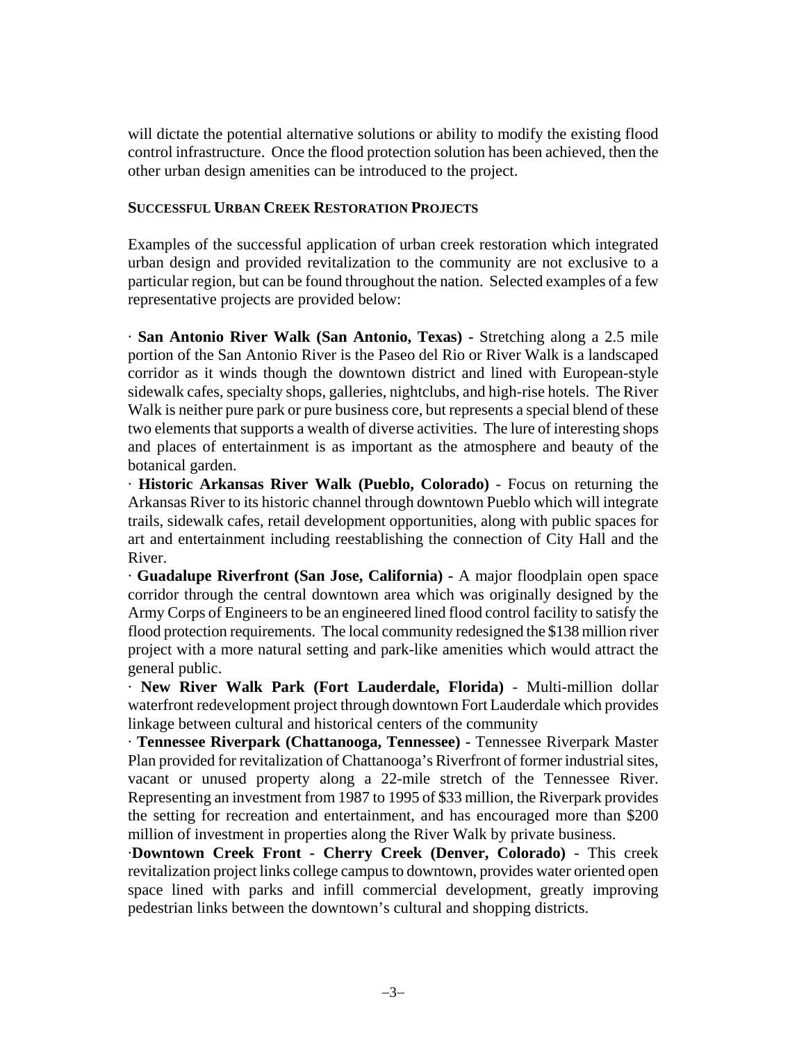will dictate the potential alternative solutions or ability to modify the existing flood control infrastructure. Once the flood protection solution has been achieved, then the other urban design amenities can be introduced to the project.

## SUCCESSFUL URBAN CREEK RESTORATION PROJECTS

Examples of the successful application of urban creek restoration which integrated urban design and provided revitalization to the community are not exclusive to a particular region, but can be found throughout the nation. Selected examples of a few representative projects are provided below:

- **San Antonio River Walk (San Antonio, Texas) -** Stretching along a 2.5 mile portion of the San Antonio River is the Paseo del Rio or River Walk is a landscaped corridor as it winds though the downtown district and lined with European-style sidewalk cafes, specialty shops, galleries, nightclubs, and high-rise hotels. The River Walk is neither pure park or pure business core, but represents a special blend of these two elements that supports a wealth of diverse activities. The lure of interesting shops and places of entertainment is as important as the atmosphere and beauty of the botanical garden.
- **Historic Arkansas River Walk (Pueblo, Colorado)** - Focus on returning the Arkansas River to its historic channel through downtown Pueblo which will integrate trails, sidewalk cafes, retail development opportunities, along with public spaces for art and entertainment including reestablishing the connection of City Hall and the River.
- **Guadalupe Riverfront (San Jose, California) -** A major floodplain open space corridor through the central downtown area which was originally designed by the Army Corps of Engineers to be an engineered lined flood control facility to satisfy the flood protection requirements. The local community redesigned the $138 million river project with a more natural setting and park-like amenities which would attract the general public.
- **New River Walk Park (Fort Lauderdale, Florida)** - Multi-million dollar waterfront redevelopment project through downtown Fort Lauderdale which provides linkage between cultural and historical centers of the community
- **Tennessee Riverpark (Chattanooga, Tennessee) -** Tennessee Riverpark Master Plan provided for revitalization of Chattanooga's Riverfront of former industrial sites, vacant or unused property along a 22-mile stretch of the Tennessee River. Representing an investment from 1987 to 1995 of $33 million, the Riverpark provides the setting for recreation and entertainment, and has encouraged more than $200 million of investment in properties along the River Walk by private business.
- **Downtown Creek Front - Cherry Creek (Denver, Colorado)** - This creek revitalization project links college campus to downtown, provides water oriented open space lined with parks and infill commercial development, greatly improving pedestrian links between the downtown's cultural and shopping districts.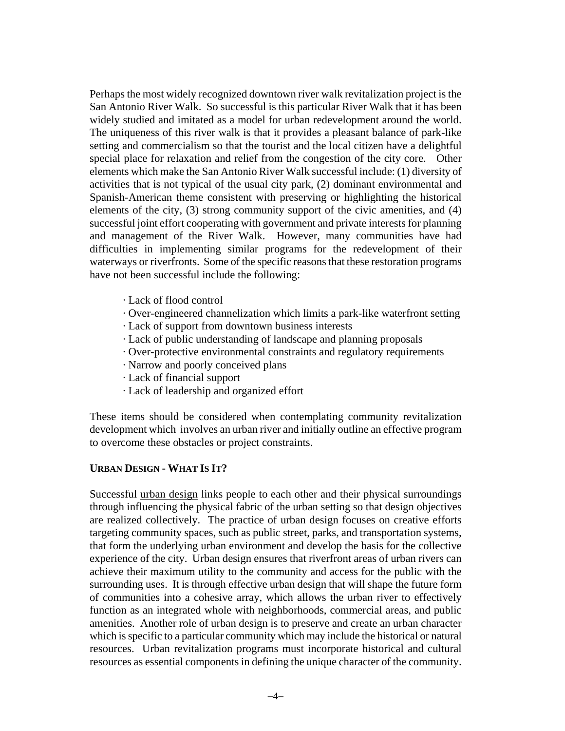Perhaps the most widely recognized downtown river walk revitalization project is the San Antonio River Walk. So successful is this particular River Walk that it has been widely studied and imitated as a model for urban redevelopment around the world. The uniqueness of this river walk is that it provides a pleasant balance of park-like setting and commercialism so that the tourist and the local citizen have a delightful special place for relaxation and relief from the congestion of the city core. Other elements which make the San Antonio River Walk successful include: (1) diversity of activities that is not typical of the usual city park, (2) dominant environmental and Spanish-American theme consistent with preserving or highlighting the historical elements of the city, (3) strong community support of the civic amenities, and (4) successful joint effort cooperating with government and private interests for planning and management of the River Walk. However, many communities have had difficulties in implementing similar programs for the redevelopment of their waterways or riverfronts. Some of the specific reasons that these restoration programs have not been successful include the following:

- Lack of flood control
- Over-engineered channelization which limits a park-like waterfront setting
- Lack of support from downtown business interests
- Lack of public understanding of landscape and planning proposals
- Over-protective environmental constraints and regulatory requirements
- Narrow and poorly conceived plans
- Lack of financial support
- Lack of leadership and organized effort

These items should be considered when contemplating community revitalization development which involves an urban river and initially outline an effective program to overcome these obstacles or project constraints.

## URBAN DESIGN - WHAT IS IT?

Successful <u>urban design</u> links people to each other and their physical surroundings through influencing the physical fabric of the urban setting so that design objectives are realized collectively. The practice of urban design focuses on creative efforts targeting community spaces, such as public street, parks, and transportation systems, that form the underlying urban environment and develop the basis for the collective experience of the city. Urban design ensures that riverfront areas of urban rivers can achieve their maximum utility to the community and access for the public with the surrounding uses. It is through effective urban design that will shape the future form of communities into a cohesive array, which allows the urban river to effectively function as an integrated whole with neighborhoods, commercial areas, and public amenities. Another role of urban design is to preserve and create an urban character which is specific to a particular community which may include the historical or natural resources. Urban revitalization programs must incorporate historical and cultural resources as essential components in defining the unique character of the community.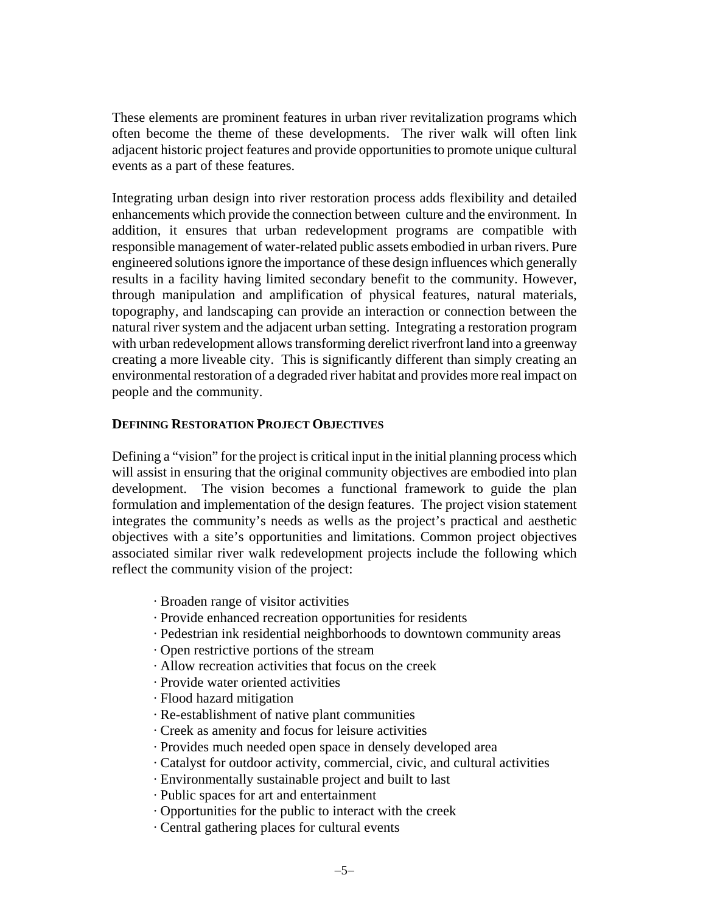These elements are prominent features in urban river revitalization programs which often become the theme of these developments. The river walk will often link adjacent historic project features and provide opportunities to promote unique cultural events as a part of these features.

Integrating urban design into river restoration process adds flexibility and detailed enhancements which provide the connection between culture and the environment. In addition, it ensures that urban redevelopment programs are compatible with responsible management of water-related public assets embodied in urban rivers. Pure engineered solutions ignore the importance of these design influences which generally results in a facility having limited secondary benefit to the community. However, through manipulation and amplification of physical features, natural materials, topography, and landscaping can provide an interaction or connection between the natural river system and the adjacent urban setting. Integrating a restoration program with urban redevelopment allows transforming derelict riverfront land into a greenway creating a more liveable city. This is significantly different than simply creating an environmental restoration of a degraded river habitat and provides more real impact on people and the community.

## DEFINING RESTORATION PROJECT OBJECTIVES

Defining a "vision" for the project is critical input in the initial planning process which will assist in ensuring that the original community objectives are embodied into plan development. The vision becomes a functional framework to guide the plan formulation and implementation of the design features. The project vision statement integrates the community's needs as wells as the project's practical and aesthetic objectives with a site's opportunities and limitations. Common project objectives associated similar river walk redevelopment projects include the following which reflect the community vision of the project:

- Broaden range of visitor activities
- Provide enhanced recreation opportunities for residents
- Pedestrian ink residential neighborhoods to downtown community areas
- Open restrictive portions of the stream
- Allow recreation activities that focus on the creek
- Provide water oriented activities
- Flood hazard mitigation
- Re-establishment of native plant communities
- Creek as amenity and focus for leisure activities
- Provides much needed open space in densely developed area
- Catalyst for outdoor activity, commercial, civic, and cultural activities
- Environmentally sustainable project and built to last
- Public spaces for art and entertainment
- Opportunities for the public to interact with the creek
- Central gathering places for cultural events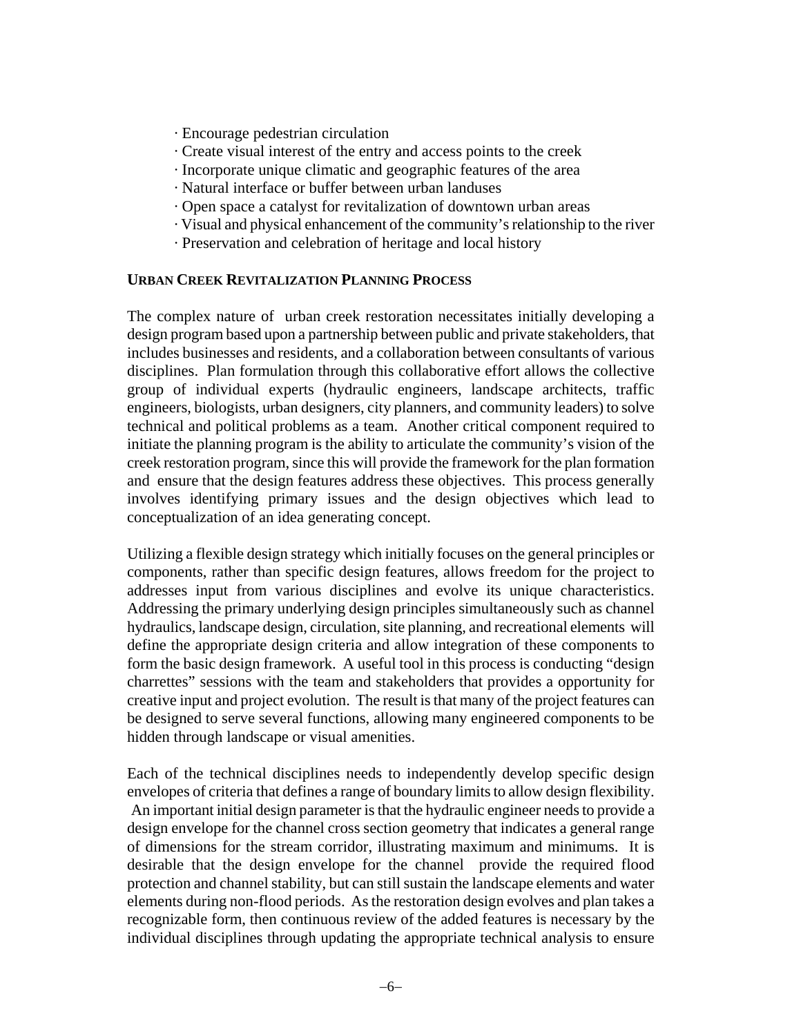- Encourage pedestrian circulation
- Create visual interest of the entry and access points to the creek
- Incorporate unique climatic and geographic features of the area
- Natural interface or buffer between urban landuses
- Open space a catalyst for revitalization of downtown urban areas
- Visual and physical enhancement of the community's relationship to the river
- Preservation and celebration of heritage and local history

**URBAN CREEK REVITALIZATION PLANNING PROCESS**

The complex nature of urban creek restoration necessitates initially developing a design program based upon a partnership between public and private stakeholders, that includes businesses and residents, and a collaboration between consultants of various disciplines. Plan formulation through this collaborative effort allows the collective group of individual experts (hydraulic engineers, landscape architects, traffic engineers, biologists, urban designers, city planners, and community leaders) to solve technical and political problems as a team. Another critical component required to initiate the planning program is the ability to articulate the community's vision of the creek restoration program, since this will provide the framework for the plan formation and ensure that the design features address these objectives. This process generally involves identifying primary issues and the design objectives which lead to conceptualization of an idea generating concept.

Utilizing a flexible design strategy which initially focuses on the general principles or components, rather than specific design features, allows freedom for the project to addresses input from various disciplines and evolve its unique characteristics. Addressing the primary underlying design principles simultaneously such as channel hydraulics, landscape design, circulation, site planning, and recreational elements will define the appropriate design criteria and allow integration of these components to form the basic design framework. A useful tool in this process is conducting "design charrettes" sessions with the team and stakeholders that provides a opportunity for creative input and project evolution. The result is that many of the project features can be designed to serve several functions, allowing many engineered components to be hidden through landscape or visual amenities.

Each of the technical disciplines needs to independently develop specific design envelopes of criteria that defines a range of boundary limits to allow design flexibility. An important initial design parameter is that the hydraulic engineer needs to provide a design envelope for the channel cross section geometry that indicates a general range of dimensions for the stream corridor, illustrating maximum and minimums. It is desirable that the design envelope for the channel provide the required flood protection and channel stability, but can still sustain the landscape elements and water elements during non-flood periods. As the restoration design evolves and plan takes a recognizable form, then continuous review of the added features is necessary by the individual disciplines through updating the appropriate technical analysis to ensure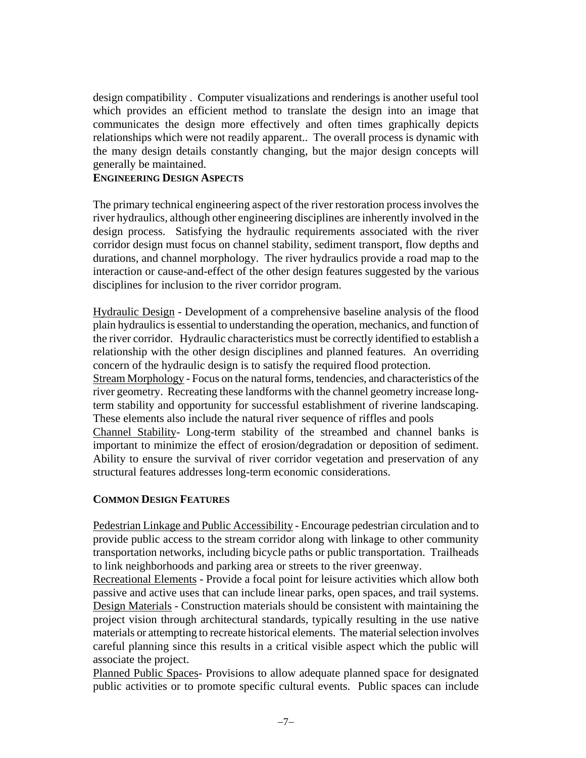design compatibility . Computer visualizations and renderings is another useful tool which provides an efficient method to translate the design into an image that communicates the design more effectively and often times graphically depicts relationships which were not readily apparent.. The overall process is dynamic with the many design details constantly changing, but the major design concepts will generally be maintained.

## ENGINEERING DESIGN ASPECTS

The primary technical engineering aspect of the river restoration process involves the river hydraulics, although other engineering disciplines are inherently involved in the design process. Satisfying the hydraulic requirements associated with the river corridor design must focus on channel stability, sediment transport, flow depths and durations, and channel morphology. The river hydraulics provide a road map to the interaction or cause-and-effect of the other design features suggested by the various disciplines for inclusion to the river corridor program.

<u>Hydraulic Design</u> - Development of a comprehensive baseline analysis of the flood plain hydraulics is essential to understanding the operation, mechanics, and function of the river corridor. Hydraulic characteristics must be correctly identified to establish a relationship with the other design disciplines and planned features. An overriding concern of the hydraulic design is to satisfy the required flood protection.

<u>Stream Morphology</u> - Focus on the natural forms, tendencies, and characteristics of the river geometry. Recreating these landforms with the channel geometry increase long-term stability and opportunity for successful establishment of riverine landscaping. These elements also include the natural river sequence of riffles and pools

<u>Channel Stability</u>- Long-term stability of the streambed and channel banks is important to minimize the effect of erosion/degradation or deposition of sediment. Ability to ensure the survival of river corridor vegetation and preservation of any structural features addresses long-term economic considerations.

## COMMON DESIGN FEATURES

<u>Pedestrian Linkage and Public Accessibility</u> - Encourage pedestrian circulation and to provide public access to the stream corridor along with linkage to other community transportation networks, including bicycle paths or public transportation. Trailheads to link neighborhoods and parking area or streets to the river greenway.

<u>Recreational Elements</u> - Provide a focal point for leisure activities which allow both passive and active uses that can include linear parks, open spaces, and trail systems.

<u>Design Materials</u> - Construction materials should be consistent with maintaining the project vision through architectural standards, typically resulting in the use native materials or attempting to recreate historical elements. The material selection involves careful planning since this results in a critical visible aspect which the public will associate the project.

<u>Planned Public Spaces</u>- Provisions to allow adequate planned space for designated public activities or to promote specific cultural events. Public spaces can include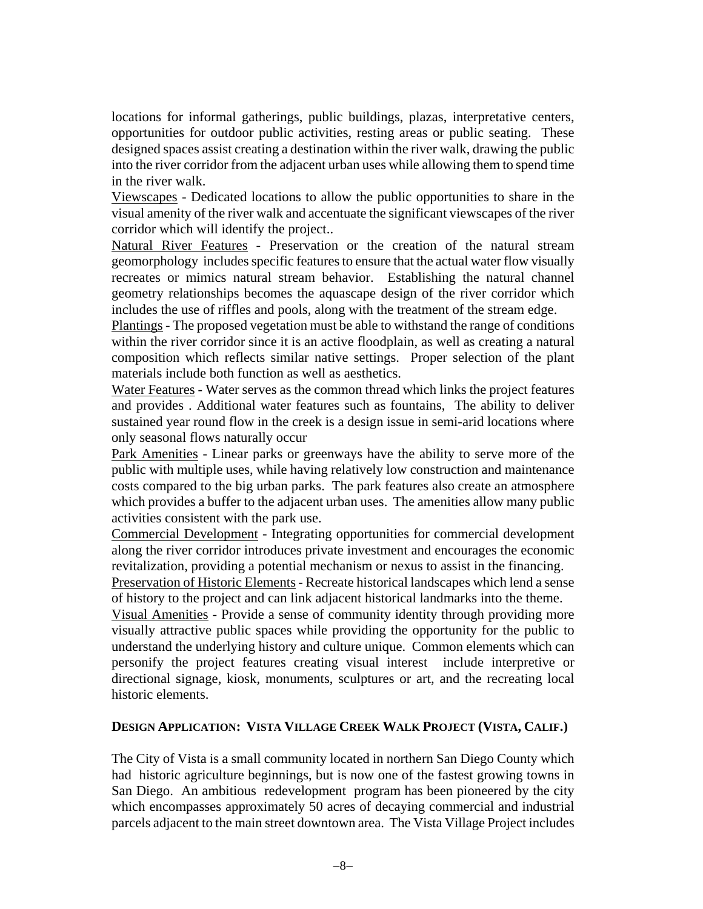locations for informal gatherings, public buildings, plazas, interpretative centers, opportunities for outdoor public activities, resting areas or public seating. These designed spaces assist creating a destination within the river walk, drawing the public into the river corridor from the adjacent urban uses while allowing them to spend time in the river walk.

<u>Viewscapes</u> - Dedicated locations to allow the public opportunities to share in the visual amenity of the river walk and accentuate the significant viewscapes of the river corridor which will identify the project..

<u>Natural River Features</u> - Preservation or the creation of the natural stream geomorphology includes specific features to ensure that the actual water flow visually recreates or mimics natural stream behavior. Establishing the natural channel geometry relationships becomes the aquascape design of the river corridor which includes the use of riffles and pools, along with the treatment of the stream edge.

<u>Plantings</u> - The proposed vegetation must be able to withstand the range of conditions within the river corridor since it is an active floodplain, as well as creating a natural composition which reflects similar native settings. Proper selection of the plant materials include both function as well as aesthetics.

<u>Water Features</u> - Water serves as the common thread which links the project features and provides . Additional water features such as fountains, The ability to deliver sustained year round flow in the creek is a design issue in semi-arid locations where only seasonal flows naturally occur

<u>Park Amenities</u> - Linear parks or greenways have the ability to serve more of the public with multiple uses, while having relatively low construction and maintenance costs compared to the big urban parks. The park features also create an atmosphere which provides a buffer to the adjacent urban uses. The amenities allow many public activities consistent with the park use.

<u>Commercial Development</u> - Integrating opportunities for commercial development along the river corridor introduces private investment and encourages the economic revitalization, providing a potential mechanism or nexus to assist in the financing.

<u>Preservation of Historic Elements</u> - Recreate historical landscapes which lend a sense of history to the project and can link adjacent historical landmarks into the theme.

<u>Visual Amenities</u> - Provide a sense of community identity through providing more visually attractive public spaces while providing the opportunity for the public to understand the underlying history and culture unique. Common elements which can personify the project features creating visual interest include interpretive or directional signage, kiosk, monuments, sculptures or art, and the recreating local historic elements.

## DESIGN APPLICATION: VISTA VILLAGE CREEK WALK PROJECT (VISTA, CALIF.)

The City of Vista is a small community located in northern San Diego County which had historic agriculture beginnings, but is now one of the fastest growing towns in San Diego. An ambitious redevelopment program has been pioneered by the city which encompasses approximately 50 acres of decaying commercial and industrial parcels adjacent to the main street downtown area. The Vista Village Project includes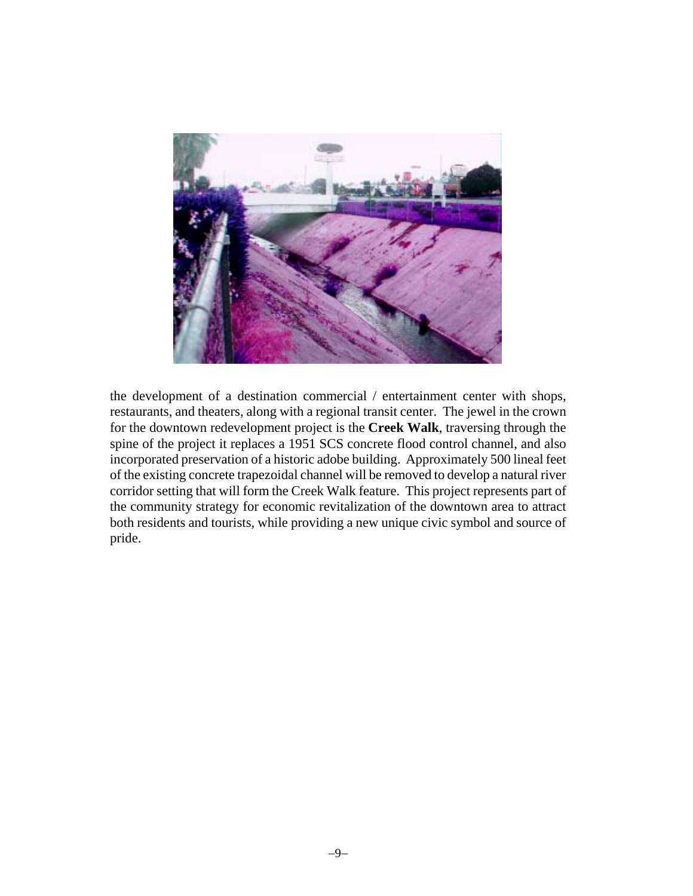the development of a destination commercial / entertainment center with shops, restaurants, and theaters, along with a regional transit center. The jewel in the crown for the downtown redevelopment project is the **Creek Walk**, traversing through the spine of the project it replaces a 1951 SCS concrete flood control channel, and also incorporated preservation of a historic adobe building. Approximately 500 lineal feet of the existing concrete trapezoidal channel will be removed to develop a natural river corridor setting that will form the Creek Walk feature. This project represents part of the community strategy for economic revitalization of the downtown area to attract both residents and tourists, while providing a new unique civic symbol and source of pride.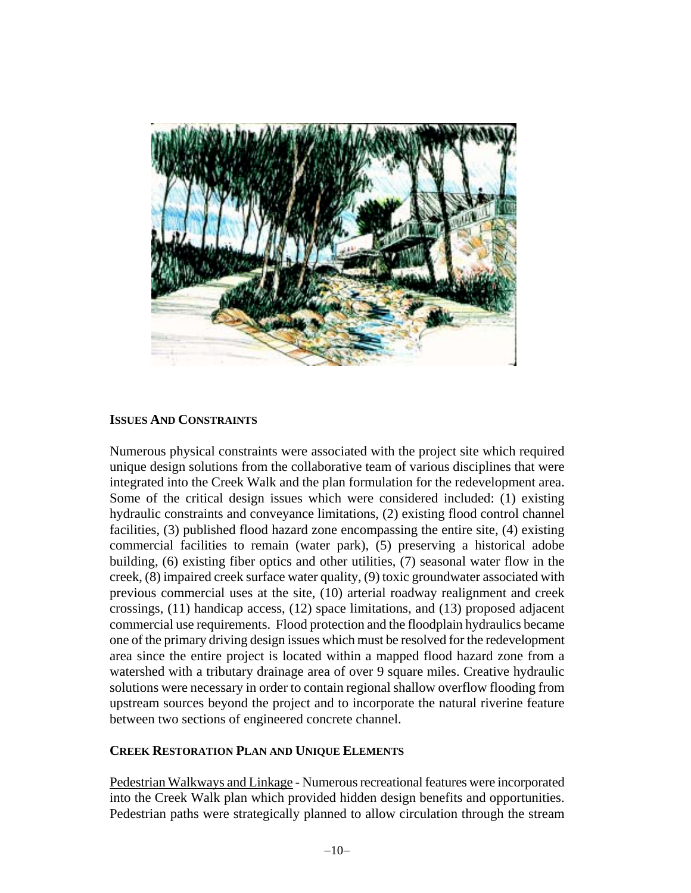## ISSUES AND CONSTRAINTS

Numerous physical constraints were associated with the project site which required unique design solutions from the collaborative team of various disciplines that were integrated into the Creek Walk and the plan formulation for the redevelopment area. Some of the critical design issues which were considered included: (1) existing hydraulic constraints and conveyance limitations, (2) existing flood control channel facilities, (3) published flood hazard zone encompassing the entire site, (4) existing commercial facilities to remain (water park), (5) preserving a historical adobe building, (6) existing fiber optics and other utilities, (7) seasonal water flow in the creek, (8) impaired creek surface water quality, (9) toxic groundwater associated with previous commercial uses at the site, (10) arterial roadway realignment and creek crossings, (11) handicap access, (12) space limitations, and (13) proposed adjacent commercial use requirements. Flood protection and the floodplain hydraulics became one of the primary driving design issues which must be resolved for the redevelopment area since the entire project is located within a mapped flood hazard zone from a watershed with a tributary drainage area of over 9 square miles. Creative hydraulic solutions were necessary in order to contain regional shallow overflow flooding from upstream sources beyond the project and to incorporate the natural riverine feature between two sections of engineered concrete channel.

## CREEK RESTORATION PLAN AND UNIQUE ELEMENTS

Pedestrian Walkways and Linkage - Numerous recreational features were incorporated into the Creek Walk plan which provided hidden design benefits and opportunities. Pedestrian paths were strategically planned to allow circulation through the stream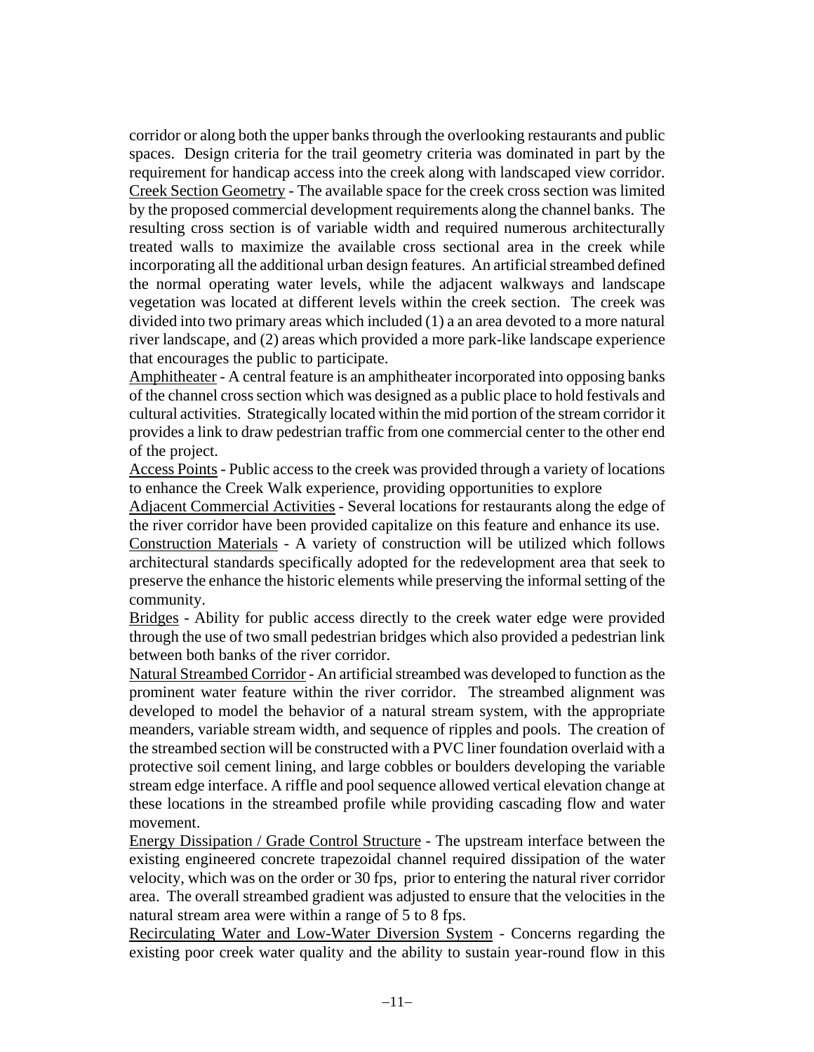corridor or along both the upper banks through the overlooking restaurants and public spaces. Design criteria for the trail geometry criteria was dominated in part by the requirement for handicap access into the creek along with landscaped view corridor.

<u>Creek Section Geometry</u> - The available space for the creek cross section was limited by the proposed commercial development requirements along the channel banks. The resulting cross section is of variable width and required numerous architecturally treated walls to maximize the available cross sectional area in the creek while incorporating all the additional urban design features. An artificial streambed defined the normal operating water levels, while the adjacent walkways and landscape vegetation was located at different levels within the creek section. The creek was divided into two primary areas which included (1) a an area devoted to a more natural river landscape, and (2) areas which provided a more park-like landscape experience that encourages the public to participate.

<u>Amphitheater</u> - A central feature is an amphitheater incorporated into opposing banks of the channel cross section which was designed as a public place to hold festivals and cultural activities. Strategically located within the mid portion of the stream corridor it provides a link to draw pedestrian traffic from one commercial center to the other end of the project.

<u>Access Points</u> - Public access to the creek was provided through a variety of locations to enhance the Creek Walk experience, providing opportunities to explore

<u>Adjacent Commercial Activities</u> - Several locations for restaurants along the edge of the river corridor have been provided capitalize on this feature and enhance its use.

<u>Construction Materials</u> - A variety of construction will be utilized which follows architectural standards specifically adopted for the redevelopment area that seek to preserve the enhance the historic elements while preserving the informal setting of the community.

<u>Bridges</u> - Ability for public access directly to the creek water edge were provided through the use of two small pedestrian bridges which also provided a pedestrian link between both banks of the river corridor.

<u>Natural Streambed Corridor</u> - An artificial streambed was developed to function as the prominent water feature within the river corridor. The streambed alignment was developed to model the behavior of a natural stream system, with the appropriate meanders, variable stream width, and sequence of ripples and pools. The creation of the streambed section will be constructed with a PVC liner foundation overlaid with a protective soil cement lining, and large cobbles or boulders developing the variable stream edge interface. A riffle and pool sequence allowed vertical elevation change at these locations in the streambed profile while providing cascading flow and water movement.

<u>Energy Dissipation / Grade Control Structure</u> - The upstream interface between the existing engineered concrete trapezoidal channel required dissipation of the water velocity, which was on the order or 30 fps, prior to entering the natural river corridor area. The overall streambed gradient was adjusted to ensure that the velocities in the natural stream area were within a range of 5 to 8 fps.

<u>Recirculating Water and Low-Water Diversion System</u> - Concerns regarding the existing poor creek water quality and the ability to sustain year-round flow in this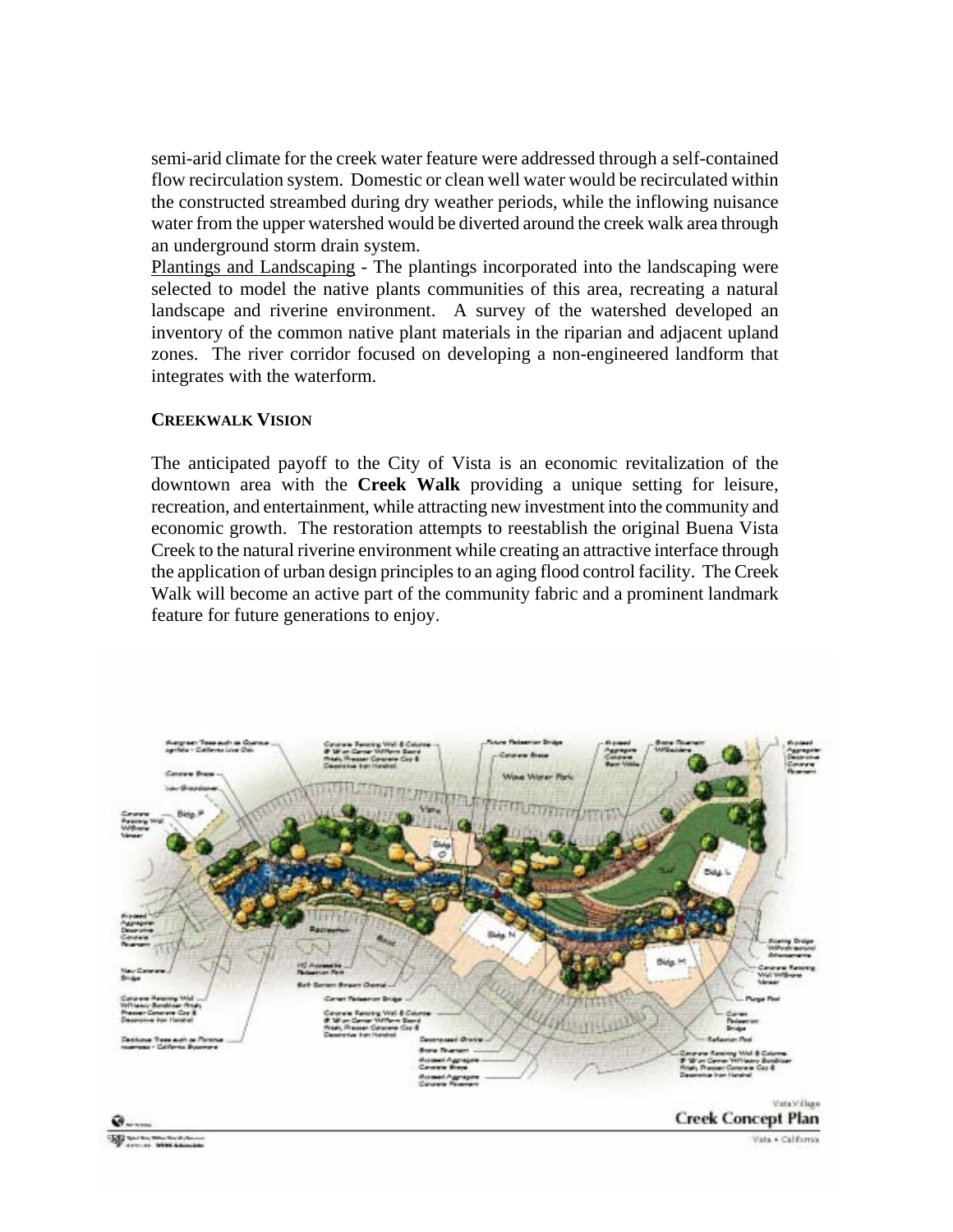semi-arid climate for the creek water feature were addressed through a self-contained flow recirculation system. Domestic or clean well water would be recirculated within the constructed streambed during dry weather periods, while the inflowing nuisance water from the upper watershed would be diverted around the creek walk area through an underground storm drain system.

Plantings and Landscaping - The plantings incorporated into the landscaping were selected to model the native plants communities of this area, recreating a natural landscape and riverine environment. A survey of the watershed developed an inventory of the common native plant materials in the riparian and adjacent upland zones. The river corridor focused on developing a non-engineered landform that integrates with the waterform.

### CREEKWALK VISION

The anticipated payoff to the City of Vista is an economic revitalization of the downtown area with the **Creek Walk** providing a unique setting for leisure, recreation, and entertainment, while attracting new investment into the community and economic growth. The restoration attempts to reestablish the original Buena Vista Creek to the natural riverine environment while creating an attractive interface through the application of urban design principles to an aging flood control facility. The Creek Walk will become an active part of the community fabric and a prominent landmark feature for future generations to enjoy.

Vista Village

Creek Concept Plan

Vista • California